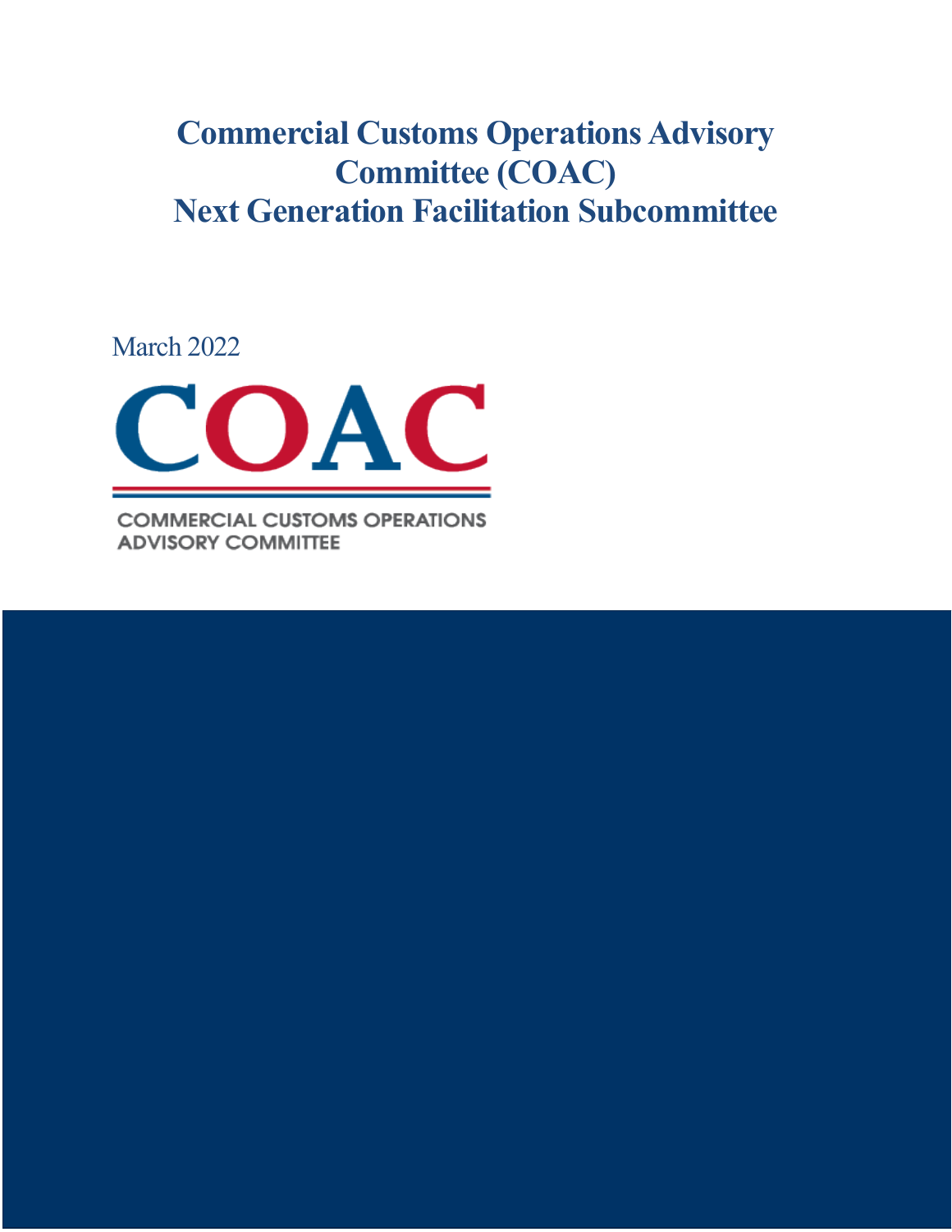# Commercial Customs Operations Advisory Committee (COAC) Next Generation Facilitation Subcommittee

March 2022

COAC

COMMERCIAL CUSTOMS OPERATIONS ADVISORY COMMITTEE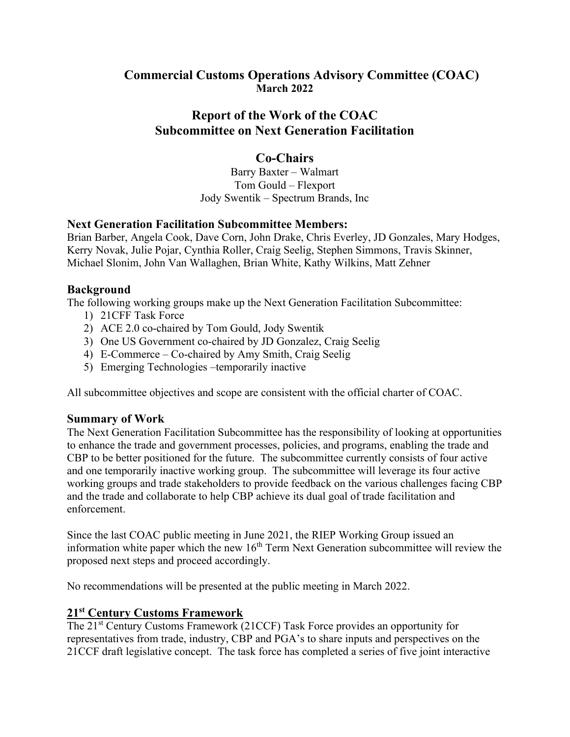# Commercial Customs Operations Advisory Committee (COAC)

**March 2022**

## Report of the Work of the COAC Subcommittee on Next Generation Facilitation

### Co-Chairs

Barry Baxter – Walmart
Tom Gould – Flexport
Jody Swentik – Spectrum Brands, Inc

### Next Generation Facilitation Subcommittee Members:

Brian Barber, Angela Cook, Dave Corn, John Drake, Chris Everley, JD Gonzales, Mary Hodges, Kerry Novak, Julie Pojar, Cynthia Roller, Craig Seelig, Stephen Simmons, Travis Skinner, Michael Slonim, John Van Wallaghen, Brian White, Kathy Wilkins, Matt Zehner

### Background

The following working groups make up the Next Generation Facilitation Subcommittee:

1) 21CFF Task Force
2) ACE 2.0 co-chaired by Tom Gould, Jody Swentik
3) One US Government co-chaired by JD Gonzalez, Craig Seelig
4) E-Commerce – Co-chaired by Amy Smith, Craig Seelig
5) Emerging Technologies –temporarily inactive

All subcommittee objectives and scope are consistent with the official charter of COAC.

### Summary of Work

The Next Generation Facilitation Subcommittee has the responsibility of looking at opportunities to enhance the trade and government processes, policies, and programs, enabling the trade and CBP to be better positioned for the future. The subcommittee currently consists of four active and one temporarily inactive working group. The subcommittee will leverage its four active working groups and trade stakeholders to provide feedback on the various challenges facing CBP and the trade and collaborate to help CBP achieve its dual goal of trade facilitation and enforcement.

Since the last COAC public meeting in June 2021, the RIEP Working Group issued an information white paper which the new 16th Term Next Generation subcommittee will review the proposed next steps and proceed accordingly.

No recommendations will be presented at the public meeting in March 2022.

### 21st Century Customs Framework

The 21st Century Customs Framework (21CCF) Task Force provides an opportunity for representatives from trade, industry, CBP and PGA's to share inputs and perspectives on the 21CCF draft legislative concept. The task force has completed a series of five joint interactive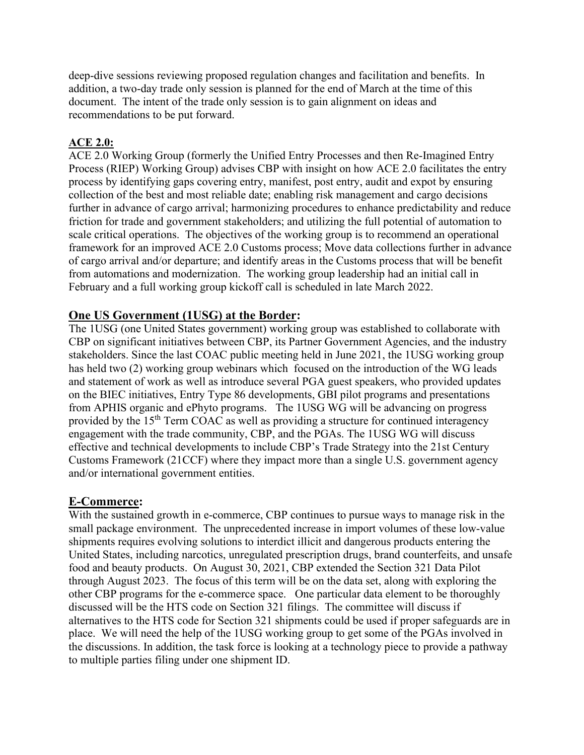deep-dive sessions reviewing proposed regulation changes and facilitation and benefits. In addition, a two-day trade only session is planned for the end of March at the time of this document. The intent of the trade only session is to gain alignment on ideas and recommendations to be put forward.

**ACE 2.0:**

ACE 2.0 Working Group (formerly the Unified Entry Processes and then Re-Imagined Entry Process (RIEP) Working Group) advises CBP with insight on how ACE 2.0 facilitates the entry process by identifying gaps covering entry, manifest, post entry, audit and expot by ensuring collection of the best and most reliable date; enabling risk management and cargo decisions further in advance of cargo arrival; harmonizing procedures to enhance predictability and reduce friction for trade and government stakeholders; and utilizing the full potential of automation to scale critical operations. The objectives of the working group is to recommend an operational framework for an improved ACE 2.0 Customs process; Move data collections further in advance of cargo arrival and/or departure; and identify areas in the Customs process that will be benefit from automations and modernization. The working group leadership had an initial call in February and a full working group kickoff call is scheduled in late March 2022.

## One US Government (1USG) at the Border:

The 1USG (one United States government) working group was established to collaborate with CBP on significant initiatives between CBP, its Partner Government Agencies, and the industry stakeholders. Since the last COAC public meeting held in June 2021, the 1USG working group has held two (2) working group webinars which focused on the introduction of the WG leads and statement of work as well as introduce several PGA guest speakers, who provided updates on the BIEC initiatives, Entry Type 86 developments, GBI pilot programs and presentations from APHIS organic and ePhyto programs. The 1USG WG will be advancing on progress provided by the 15th Term COAC as well as providing a structure for continued interagency engagement with the trade community, CBP, and the PGAs. The 1USG WG will discuss effective and technical developments to include CBP's Trade Strategy into the 21st Century Customs Framework (21CCF) where they impact more than a single U.S. government agency and/or international government entities.

## E-Commerce:

With the sustained growth in e-commerce, CBP continues to pursue ways to manage risk in the small package environment. The unprecedented increase in import volumes of these low-value shipments requires evolving solutions to interdict illicit and dangerous products entering the United States, including narcotics, unregulated prescription drugs, brand counterfeits, and unsafe food and beauty products. On August 30, 2021, CBP extended the Section 321 Data Pilot through August 2023. The focus of this term will be on the data set, along with exploring the other CBP programs for the e-commerce space. One particular data element to be thoroughly discussed will be the HTS code on Section 321 filings. The committee will discuss if alternatives to the HTS code for Section 321 shipments could be used if proper safeguards are in place. We will need the help of the 1USG working group to get some of the PGAs involved in the discussions. In addition, the task force is looking at a technology piece to provide a pathway to multiple parties filing under one shipment ID.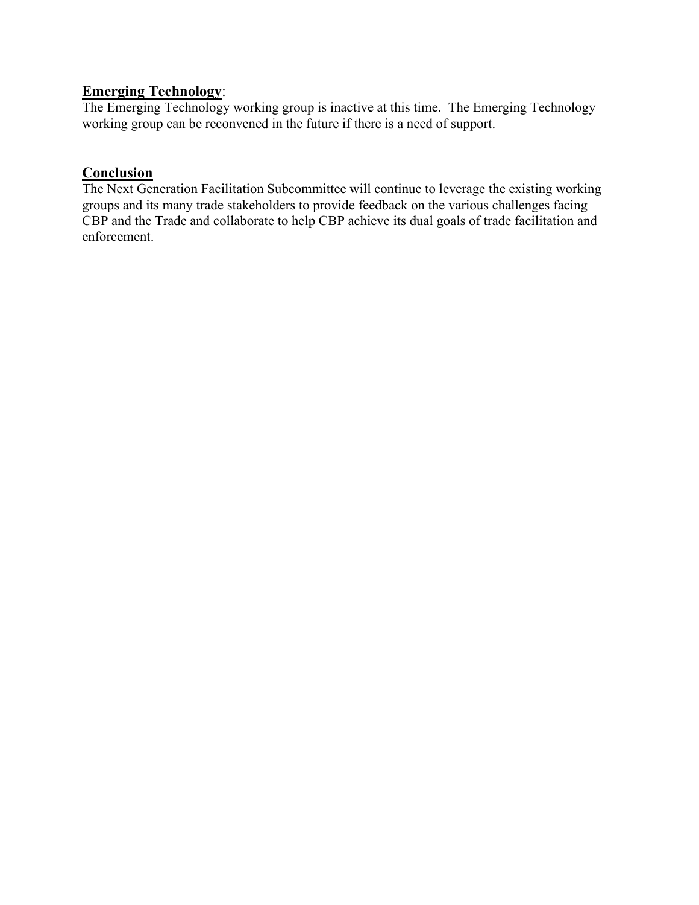**Emerging Technology**:

The Emerging Technology working group is inactive at this time. The Emerging Technology working group can be reconvened in the future if there is a need of support.

**Conclusion**

The Next Generation Facilitation Subcommittee will continue to leverage the existing working groups and its many trade stakeholders to provide feedback on the various challenges facing CBP and the Trade and collaborate to help CBP achieve its dual goals of trade facilitation and enforcement.